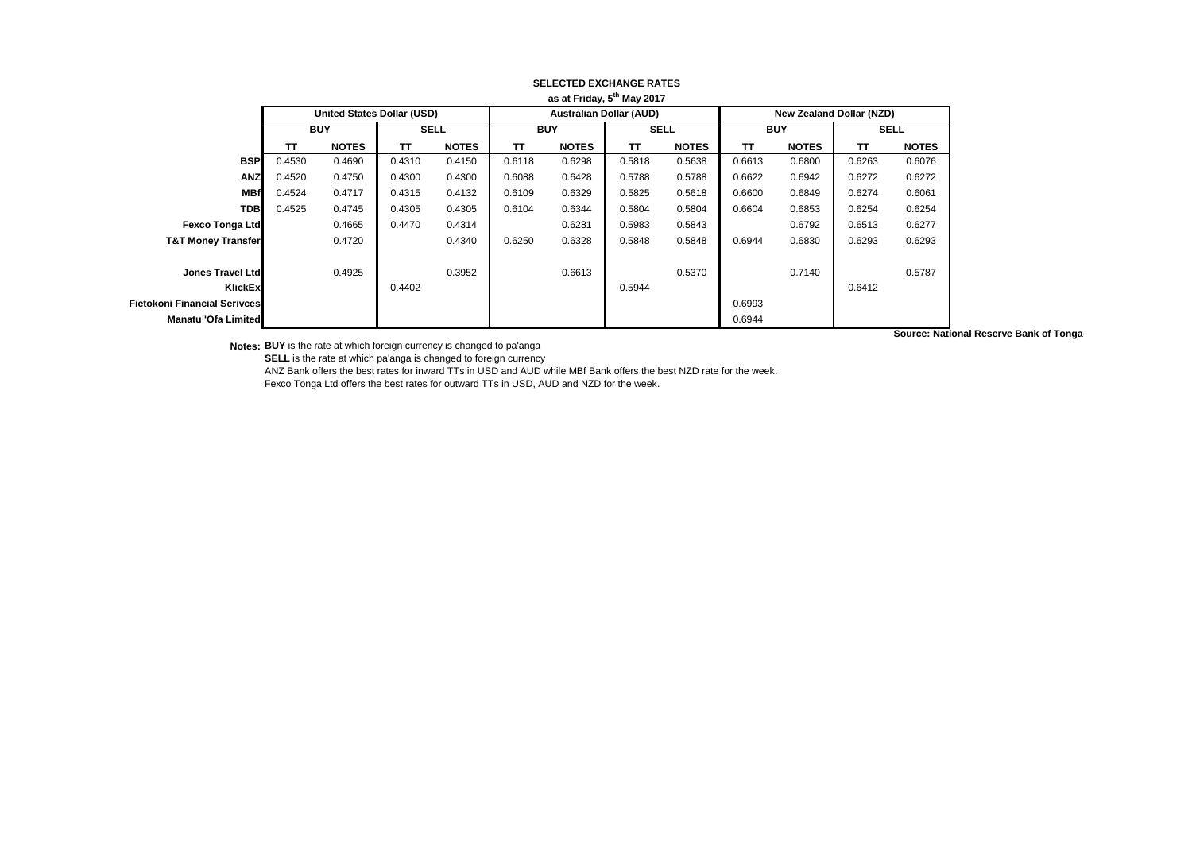**SELECTED EXCHANGE RATES**

**as at Friday, 5th May 2017**

| | United States Dollar (USD) | | | | Australian Dollar (AUD) | | | | New Zealand Dollar (NZD) | | | |
|---|---|---|---|---|---|---|---|---|---|---|---|---|
| | BUY | | SELL | | BUY | | SELL | | BUY | | SELL | |
| | TT | NOTES | TT | NOTES | TT | NOTES | TT | NOTES | TT | NOTES | TT | NOTES |
| **BSP** | 0.4530 | 0.4690 | 0.4310 | 0.4150 | 0.6118 | 0.6298 | 0.5818 | 0.5638 | 0.6613 | 0.6800 | 0.6263 | 0.6076 |
| **ANZ** | 0.4520 | 0.4750 | 0.4300 | 0.4300 | 0.6088 | 0.6428 | 0.5788 | 0.5788 | 0.6622 | 0.6942 | 0.6272 | 0.6272 |
| **MBf** | 0.4524 | 0.4717 | 0.4315 | 0.4132 | 0.6109 | 0.6329 | 0.5825 | 0.5618 | 0.6600 | 0.6849 | 0.6274 | 0.6061 |
| **TDB** | 0.4525 | 0.4745 | 0.4305 | 0.4305 | 0.6104 | 0.6344 | 0.5804 | 0.5804 | 0.6604 | 0.6853 | 0.6254 | 0.6254 |
| **Fexco Tonga Ltd** | | 0.4665 | 0.4470 | 0.4314 | | 0.6281 | 0.5983 | 0.5843 | | 0.6792 | 0.6513 | 0.6277 |
| **T&T Money Transfer** | | 0.4720 | | 0.4340 | 0.6250 | 0.6328 | 0.5848 | 0.5848 | 0.6944 | 0.6830 | 0.6293 | 0.6293 |
| **Jones Travel Ltd** | | 0.4925 | | 0.3952 | | 0.6613 | | 0.5370 | | 0.7140 | | 0.5787 |
| **KlickEx** | | | 0.4402 | | | | 0.5944 | | | | 0.6412 | |
| **Fietokoni Financial Serivces** | | | | | | | | | 0.6993 | | | |
| **Manatu 'Ofa Limited** | | | | | | | | | 0.6944 | | | |

**Source: National Reserve Bank of Tonga**

**Notes:** **BUY** is the rate at which foreign currency is changed to pa'anga

**SELL** is the rate at which pa'anga is changed to foreign currency

ANZ Bank offers the best rates for inward TTs in USD and AUD while MBf Bank offers the best NZD rate for the week.

Fexco Tonga Ltd offers the best rates for outward TTs in USD, AUD and NZD for the week.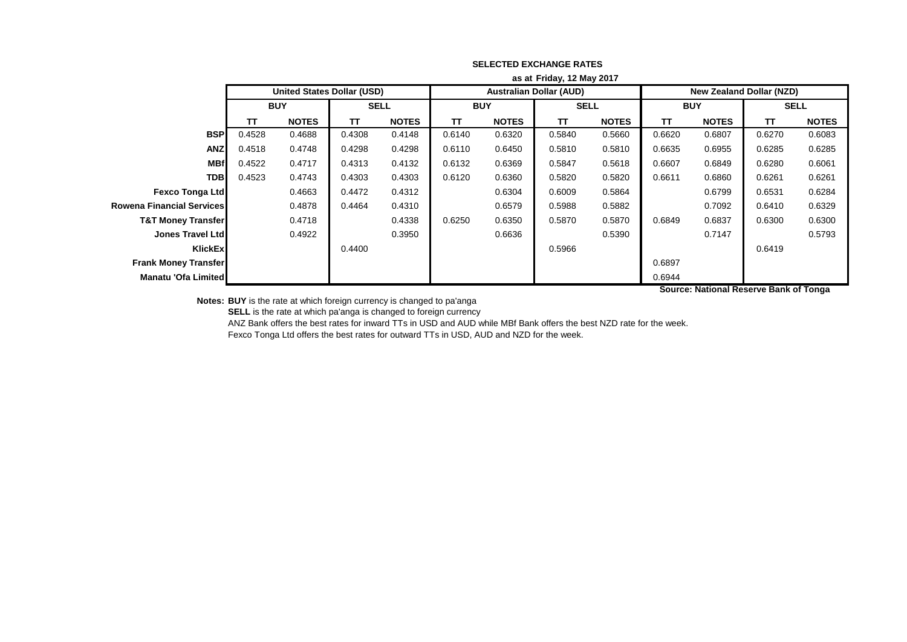**SELECTED EXCHANGE RATES**

**as at Friday, 12 May 2017**

| | **United States Dollar (USD)** | | | | **Australian Dollar (AUD)** | | | | **New Zealand Dollar (NZD)** | | | |
|---|---|---|---|---|---|---|---|---|---|---|---|---|
| | **BUY** | | **SELL** | | **BUY** | | **SELL** | | **BUY** | | **SELL** | |
| | **TT** | **NOTES** | **TT** | **NOTES** | **TT** | **NOTES** | **TT** | **NOTES** | **TT** | **NOTES** | **TT** | **NOTES** |
| **BSP** | 0.4528 | 0.4688 | 0.4308 | 0.4148 | 0.6140 | 0.6320 | 0.5840 | 0.5660 | 0.6620 | 0.6807 | 0.6270 | 0.6083 |
| **ANZ** | 0.4518 | 0.4748 | 0.4298 | 0.4298 | 0.6110 | 0.6450 | 0.5810 | 0.5810 | 0.6635 | 0.6955 | 0.6285 | 0.6285 |
| **MBf** | 0.4522 | 0.4717 | 0.4313 | 0.4132 | 0.6132 | 0.6369 | 0.5847 | 0.5618 | 0.6607 | 0.6849 | 0.6280 | 0.6061 |
| **TDB** | 0.4523 | 0.4743 | 0.4303 | 0.4303 | 0.6120 | 0.6360 | 0.5820 | 0.5820 | 0.6611 | 0.6860 | 0.6261 | 0.6261 |
| **Fexco Tonga Ltd** | | 0.4663 | 0.4472 | 0.4312 | | 0.6304 | 0.6009 | 0.5864 | | 0.6799 | 0.6531 | 0.6284 |
| **Rowena Financial Services** | | 0.4878 | 0.4464 | 0.4310 | | 0.6579 | 0.5988 | 0.5882 | | 0.7092 | 0.6410 | 0.6329 |
| **T&T Money Transfer** | | 0.4718 | | 0.4338 | 0.6250 | 0.6350 | 0.5870 | 0.5870 | 0.6849 | 0.6837 | 0.6300 | 0.6300 |
| **Jones Travel Ltd** | | 0.4922 | | 0.3950 | | 0.6636 | | 0.5390 | | 0.7147 | | 0.5793 |
| **KlickEx** | | | 0.4400 | | | | 0.5966 | | | | 0.6419 | |
| **Frank Money Transfer** | | | | | | | | | 0.6897 | | | |
| **Manatu 'Ofa Limited** | | | | | | | | | 0.6944 | | | |

**Source: National Reserve Bank of Tonga**

**Notes:** **BUY** is the rate at which foreign currency is changed to pa'anga

**SELL** is the rate at which pa'anga is changed to foreign currency

ANZ Bank offers the best rates for inward TTs in USD and AUD while MBf Bank offers the best NZD rate for the week.

Fexco Tonga Ltd offers the best rates for outward TTs in USD, AUD and NZD for the week.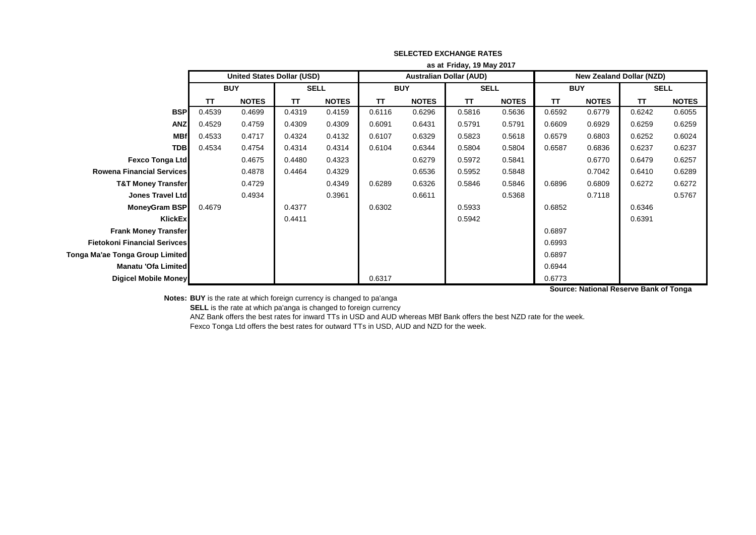**SELECTED EXCHANGE RATES**

**as at Friday, 19 May 2017**

| | United States Dollar (USD) | | | | Australian Dollar (AUD) | | | | New Zealand Dollar (NZD) | | | |
|---|---|---|---|---|---|---|---|---|---|---|---|---|
| | BUY | | SELL | | BUY | | SELL | | BUY | | SELL | |
| | TT | NOTES | TT | NOTES | TT | NOTES | TT | NOTES | TT | NOTES | TT | NOTES |
| **BSP** | 0.4539 | 0.4699 | 0.4319 | 0.4159 | 0.6116 | 0.6296 | 0.5816 | 0.5636 | 0.6592 | 0.6779 | 0.6242 | 0.6055 |
| **ANZ** | 0.4529 | 0.4759 | 0.4309 | 0.4309 | 0.6091 | 0.6431 | 0.5791 | 0.5791 | 0.6609 | 0.6929 | 0.6259 | 0.6259 |
| **MBf** | 0.4533 | 0.4717 | 0.4324 | 0.4132 | 0.6107 | 0.6329 | 0.5823 | 0.5618 | 0.6579 | 0.6803 | 0.6252 | 0.6024 |
| **TDB** | 0.4534 | 0.4754 | 0.4314 | 0.4314 | 0.6104 | 0.6344 | 0.5804 | 0.5804 | 0.6587 | 0.6836 | 0.6237 | 0.6237 |
| **Fexco Tonga Ltd** | | 0.4675 | 0.4480 | 0.4323 | | 0.6279 | 0.5972 | 0.5841 | | 0.6770 | 0.6479 | 0.6257 |
| **Rowena Financial Services** | | 0.4878 | 0.4464 | 0.4329 | | 0.6536 | 0.5952 | 0.5848 | | 0.7042 | 0.6410 | 0.6289 |
| **T&T Money Transfer** | | 0.4729 | | 0.4349 | 0.6289 | 0.6326 | 0.5846 | 0.5846 | 0.6896 | 0.6809 | 0.6272 | 0.6272 |
| **Jones Travel Ltd** | | 0.4934 | | 0.3961 | | 0.6611 | | 0.5368 | | 0.7118 | | 0.5767 |
| **MoneyGram BSP** | 0.4679 | | 0.4377 | | 0.6302 | | 0.5933 | | 0.6852 | | 0.6346 | |
| **KlickEx** | | | 0.4411 | | | | 0.5942 | | | | 0.6391 | |
| **Frank Money Transfer** | | | | | | | | | 0.6897 | | | |
| **Fietokoni Financial Serivces** | | | | | | | | | 0.6993 | | | |
| **Tonga Ma'ae Tonga Group Limited** | | | | | | | | | 0.6897 | | | |
| **Manatu 'Ofa Limited** | | | | | | | | | 0.6944 | | | |
| **Digicel Mobile Money** | | | | | 0.6317 | | | | 0.6773 | | | |

**Source: National Reserve Bank of Tonga**

**Notes: BUY** is the rate at which foreign currency is changed to pa'anga

**SELL** is the rate at which pa'anga is changed to foreign currency

ANZ Bank offers the best rates for inward TTs in USD and AUD whereas MBf Bank offers the best NZD rate for the week.

Fexco Tonga Ltd offers the best rates for outward TTs in USD, AUD and NZD for the week.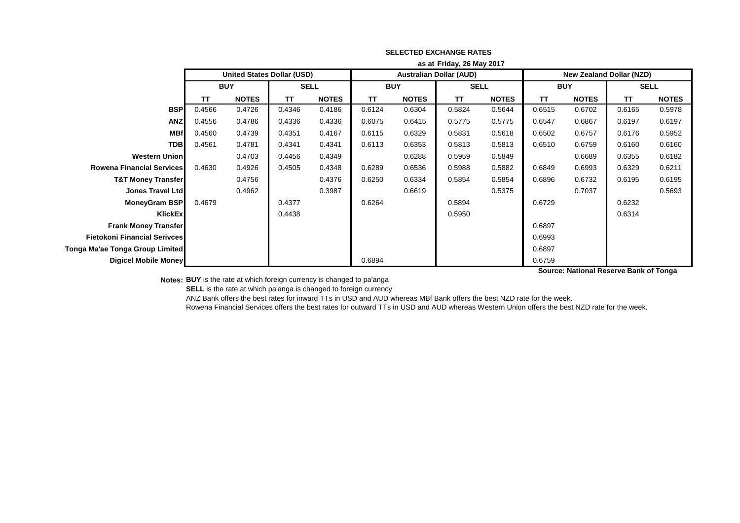**SELECTED EXCHANGE RATES**

**as at Friday, 26 May 2017**

| | United States Dollar (USD) | | | | Australian Dollar (AUD) | | | | New Zealand Dollar (NZD) | | | |
|---|---|---|---|---|---|---|---|---|---|---|---|---|
| | BUY | | SELL | | BUY | | SELL | | BUY | | SELL | |
| | TT | NOTES | TT | NOTES | TT | NOTES | TT | NOTES | TT | NOTES | TT | NOTES |
| **BSP** | 0.4566 | 0.4726 | 0.4346 | 0.4186 | 0.6124 | 0.6304 | 0.5824 | 0.5644 | 0.6515 | 0.6702 | 0.6165 | 0.5978 |
| **ANZ** | 0.4556 | 0.4786 | 0.4336 | 0.4336 | 0.6075 | 0.6415 | 0.5775 | 0.5775 | 0.6547 | 0.6867 | 0.6197 | 0.6197 |
| **MBf** | 0.4560 | 0.4739 | 0.4351 | 0.4167 | 0.6115 | 0.6329 | 0.5831 | 0.5618 | 0.6502 | 0.6757 | 0.6176 | 0.5952 |
| **TDB** | 0.4561 | 0.4781 | 0.4341 | 0.4341 | 0.6113 | 0.6353 | 0.5813 | 0.5813 | 0.6510 | 0.6759 | 0.6160 | 0.6160 |
| **Western Union** | | 0.4703 | 0.4456 | 0.4349 | | 0.6288 | 0.5959 | 0.5849 | | 0.6689 | 0.6355 | 0.6182 |
| **Rowena Financial Services** | 0.4630 | 0.4926 | 0.4505 | 0.4348 | 0.6289 | 0.6536 | 0.5988 | 0.5882 | 0.6849 | 0.6993 | 0.6329 | 0.6211 |
| **T&T Money Transfer** | | 0.4756 | | 0.4376 | 0.6250 | 0.6334 | 0.5854 | 0.5854 | 0.6896 | 0.6732 | 0.6195 | 0.6195 |
| **Jones Travel Ltd** | | 0.4962 | | 0.3987 | | 0.6619 | | 0.5375 | | 0.7037 | | 0.5693 |
| **MoneyGram BSP** | 0.4679 | | 0.4377 | | 0.6264 | | 0.5894 | | 0.6729 | | 0.6232 | |
| **KlickEx** | | | 0.4438 | | | | 0.5950 | | | | 0.6314 | |
| **Frank Money Transfer** | | | | | | | | | 0.6897 | | | |
| **Fietokoni Financial Serivces** | | | | | | | | | 0.6993 | | | |
| **Tonga Ma'ae Tonga Group Limited** | | | | | | | | | 0.6897 | | | |
| **Digicel Mobile Money** | | | | | 0.6894 | | | | 0.6759 | | | |

**Source: National Reserve Bank of Tonga**

**Notes:** **BUY** is the rate at which foreign currency is changed to pa'anga

**SELL** is the rate at which pa'anga is changed to foreign currency

ANZ Bank offers the best rates for inward TTs in USD and AUD whereas MBf Bank offers the best NZD rate for the week.

Rowena Financial Services offers the best rates for outward TTs in USD and AUD whereas Western Union offers the best NZD rate for the week.